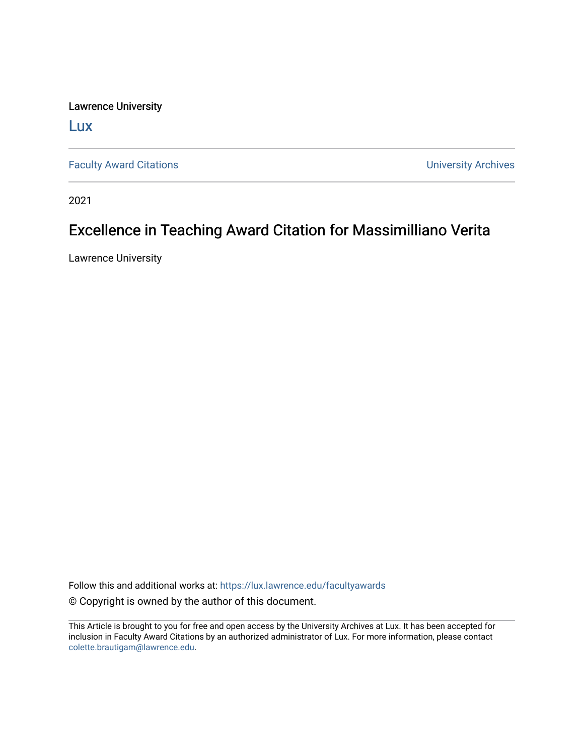Lawrence University

Lux

Faculty Award Citations

University Archives

2021

# Excellence in Teaching Award Citation for Massimilliano Verita

Lawrence University

Follow this and additional works at: https://lux.lawrence.edu/facultyawards

© Copyright is owned by the author of this document.

This Article is brought to you for free and open access by the University Archives at Lux. It has been accepted for inclusion in Faculty Award Citations by an authorized administrator of Lux. For more information, please contact colette.brautigam@lawrence.edu.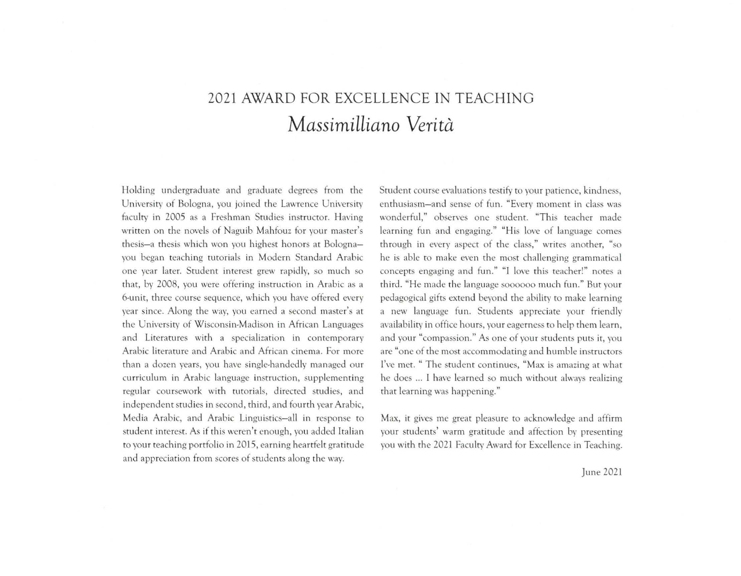# 2021 AWARD FOR EXCELLENCE IN TEACHING

## *Massimilliano Verità*

Holding undergraduate and graduate degrees from the University of Bologna, you joined the Lawrence University faculty in 2005 as a Freshman Studies instructor. Having written on the novels of Naguib Mahfouz for your master's thesis—a thesis which won you highest honors at Bologna—you began teaching tutorials in Modern Standard Arabic one year later. Student interest grew rapidly, so much so that, by 2008, you were offering instruction in Arabic as a 6-unit, three course sequence, which you have offered every year since. Along the way, you earned a second master's at the University of Wisconsin-Madison in African Languages and Literatures with a specialization in contemporary Arabic literature and Arabic and African cinema. For more than a dozen years, you have single-handedly managed our curriculum in Arabic language instruction, supplementing regular coursework with tutorials, directed studies, and independent studies in second, third, and fourth year Arabic, Media Arabic, and Arabic Linguistics—all in response to student interest. As if this weren't enough, you added Italian to your teaching portfolio in 2015, earning heartfelt gratitude and appreciation from scores of students along the way.

Student course evaluations testify to your patience, kindness, enthusiasm—and sense of fun. "Every moment in class was wonderful," observes one student. "This teacher made learning fun and engaging." "His love of language comes through in every aspect of the class," writes another, "so he is able to make even the most challenging grammatical concepts engaging and fun." "I love this teacher!" notes a third. "He made the language soooooo much fun." But your pedagogical gifts extend beyond the ability to make learning a new language fun. Students appreciate your friendly availability in office hours, your eagerness to help them learn, and your "compassion." As one of your students puts it, you are "one of the most accommodating and humble instructors I've met. " The student continues, "Max is amazing at what he does ... I have learned so much without always realizing that learning was happening."

Max, it gives me great pleasure to acknowledge and affirm your students' warm gratitude and affection by presenting you with the 2021 Faculty Award for Excellence in Teaching.

June 2021